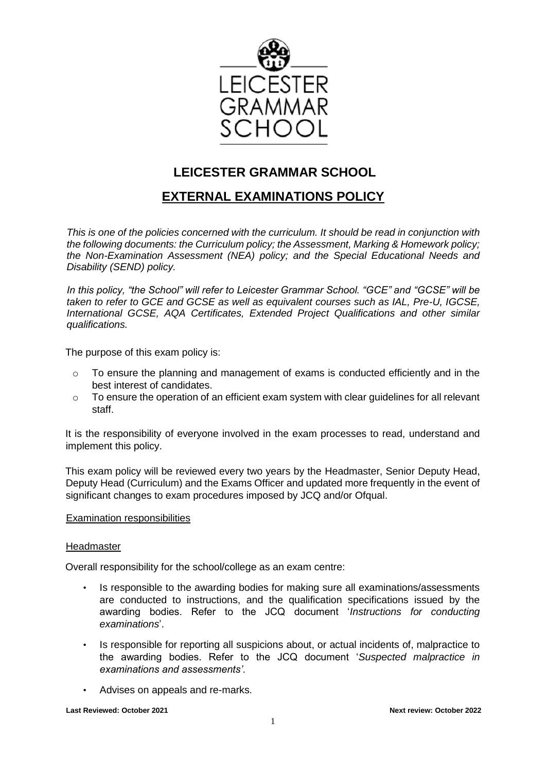# LEICESTER GRAMMAR SCHOOL

## EXTERNAL EXAMINATIONS POLICY

*This is one of the policies concerned with the curriculum. It should be read in conjunction with the following documents: the Curriculum policy; the Assessment, Marking & Homework policy; the Non-Examination Assessment (NEA) policy; and the Special Educational Needs and Disability (SEND) policy.*

*In this policy, "the School" will refer to Leicester Grammar School. "GCE" and "GCSE" will be taken to refer to GCE and GCSE as well as equivalent courses such as IAL, Pre-U, IGCSE, International GCSE, AQA Certificates, Extended Project Qualifications and other similar qualifications.*

The purpose of this exam policy is:

- To ensure the planning and management of exams is conducted efficiently and in the best interest of candidates.
- To ensure the operation of an efficient exam system with clear guidelines for all relevant staff.

It is the responsibility of everyone involved in the exam processes to read, understand and implement this policy.

This exam policy will be reviewed every two years by the Headmaster, Senior Deputy Head, Deputy Head (Curriculum) and the Exams Officer and updated more frequently in the event of significant changes to exam procedures imposed by JCQ and/or Ofqual.

### Examination responsibilities

#### Headmaster

Overall responsibility for the school/college as an exam centre:

- Is responsible to the awarding bodies for making sure all examinations/assessments are conducted to instructions, and the qualification specifications issued by the awarding bodies. Refer to the JCQ document '*Instructions for conducting examinations*'.
- Is responsible for reporting all suspicions about, or actual incidents of, malpractice to the awarding bodies. Refer to the JCQ document '*Suspected malpractice in examinations and assessments'*.
- Advises on appeals and re-marks.

**Last Reviewed: October 2021** **Next review: October 2022**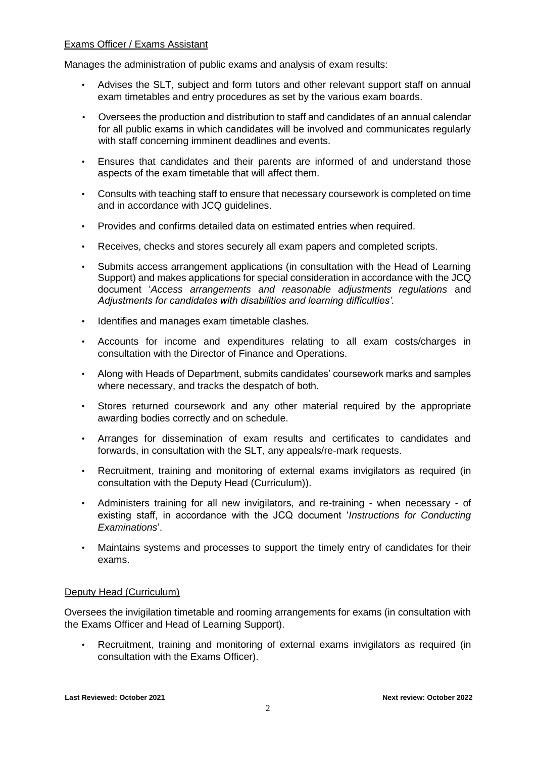Exams Officer / Exams Assistant

Manages the administration of public exams and analysis of exam results:

- Advises the SLT, subject and form tutors and other relevant support staff on annual exam timetables and entry procedures as set by the various exam boards.
- Oversees the production and distribution to staff and candidates of an annual calendar for all public exams in which candidates will be involved and communicates regularly with staff concerning imminent deadlines and events.
- Ensures that candidates and their parents are informed of and understand those aspects of the exam timetable that will affect them.
- Consults with teaching staff to ensure that necessary coursework is completed on time and in accordance with JCQ guidelines.
- Provides and confirms detailed data on estimated entries when required.
- Receives, checks and stores securely all exam papers and completed scripts.
- Submits access arrangement applications (in consultation with the Head of Learning Support) and makes applications for special consideration in accordance with the JCQ document '*Access arrangements and reasonable adjustments regulations* and *Adjustments for candidates with disabilities and learning difficulties'.*
- Identifies and manages exam timetable clashes.
- Accounts for income and expenditures relating to all exam costs/charges in consultation with the Director of Finance and Operations.
- Along with Heads of Department, submits candidates' coursework marks and samples where necessary, and tracks the despatch of both.
- Stores returned coursework and any other material required by the appropriate awarding bodies correctly and on schedule.
- Arranges for dissemination of exam results and certificates to candidates and forwards, in consultation with the SLT, any appeals/re-mark requests.
- Recruitment, training and monitoring of external exams invigilators as required (in consultation with the Deputy Head (Curriculum)).
- Administers training for all new invigilators, and re-training - when necessary - of existing staff, in accordance with the JCQ document '*Instructions for Conducting Examinations*'.
- Maintains systems and processes to support the timely entry of candidates for their exams.

Deputy Head (Curriculum)

Oversees the invigilation timetable and rooming arrangements for exams (in consultation with the Exams Officer and Head of Learning Support).

- Recruitment, training and monitoring of external exams invigilators as required (in consultation with the Exams Officer).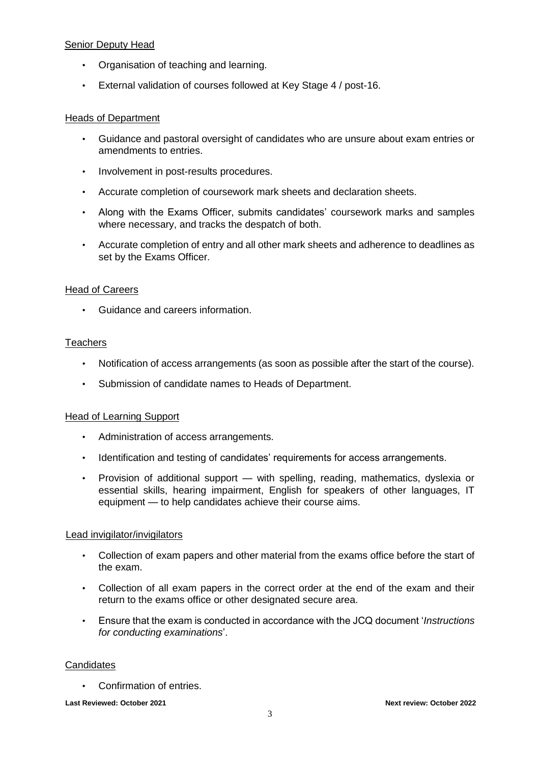Senior Deputy Head

- Organisation of teaching and learning.
- External validation of courses followed at Key Stage 4 / post-16.

Heads of Department

- Guidance and pastoral oversight of candidates who are unsure about exam entries or amendments to entries.
- Involvement in post-results procedures.
- Accurate completion of coursework mark sheets and declaration sheets.
- Along with the Exams Officer, submits candidates' coursework marks and samples where necessary, and tracks the despatch of both.
- Accurate completion of entry and all other mark sheets and adherence to deadlines as set by the Exams Officer.

Head of Careers

- Guidance and careers information.

Teachers

- Notification of access arrangements (as soon as possible after the start of the course).
- Submission of candidate names to Heads of Department.

Head of Learning Support

- Administration of access arrangements.
- Identification and testing of candidates' requirements for access arrangements.
- Provision of additional support — with spelling, reading, mathematics, dyslexia or essential skills, hearing impairment, English for speakers of other languages, IT equipment — to help candidates achieve their course aims.

Lead invigilator/invigilators

- Collection of exam papers and other material from the exams office before the start of the exam.
- Collection of all exam papers in the correct order at the end of the exam and their return to the exams office or other designated secure area.
- Ensure that the exam is conducted in accordance with the JCQ document '*Instructions for conducting examinations*'.

Candidates

- Confirmation of entries.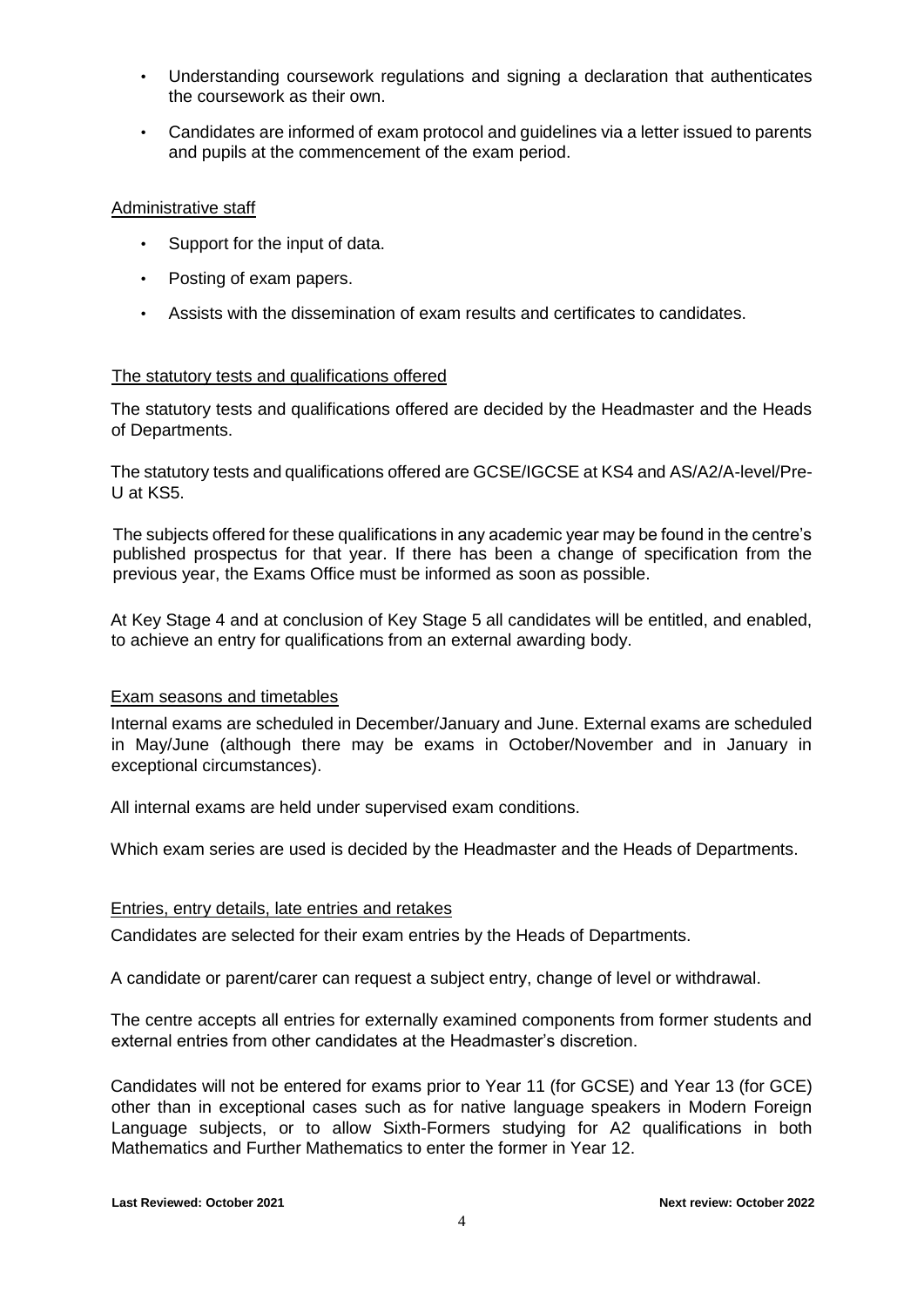- Understanding coursework regulations and signing a declaration that authenticates the coursework as their own.
- Candidates are informed of exam protocol and guidelines via a letter issued to parents and pupils at the commencement of the exam period.

## Administrative staff

- Support for the input of data.
- Posting of exam papers.
- Assists with the dissemination of exam results and certificates to candidates.

## The statutory tests and qualifications offered

The statutory tests and qualifications offered are decided by the Headmaster and the Heads of Departments.

The statutory tests and qualifications offered are GCSE/IGCSE at KS4 and AS/A2/A-level/Pre-U at KS5.

The subjects offered for these qualifications in any academic year may be found in the centre's published prospectus for that year. If there has been a change of specification from the previous year, the Exams Office must be informed as soon as possible.

At Key Stage 4 and at conclusion of Key Stage 5 all candidates will be entitled, and enabled, to achieve an entry for qualifications from an external awarding body.

## Exam seasons and timetables

Internal exams are scheduled in December/January and June. External exams are scheduled in May/June (although there may be exams in October/November and in January in exceptional circumstances).

All internal exams are held under supervised exam conditions.

Which exam series are used is decided by the Headmaster and the Heads of Departments.

## Entries, entry details, late entries and retakes

Candidates are selected for their exam entries by the Heads of Departments.

A candidate or parent/carer can request a subject entry, change of level or withdrawal.

The centre accepts all entries for externally examined components from former students and external entries from other candidates at the Headmaster's discretion.

Candidates will not be entered for exams prior to Year 11 (for GCSE) and Year 13 (for GCE) other than in exceptional cases such as for native language speakers in Modern Foreign Language subjects, or to allow Sixth-Formers studying for A2 qualifications in both Mathematics and Further Mathematics to enter the former in Year 12.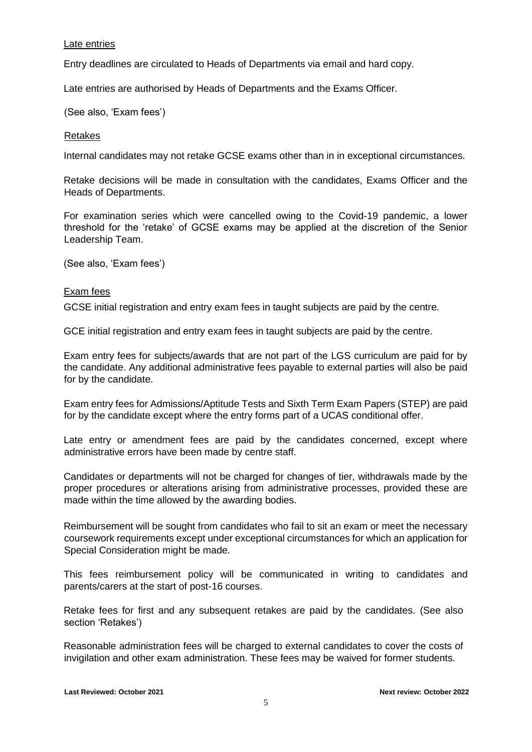### Late entries

Entry deadlines are circulated to Heads of Departments via email and hard copy.

Late entries are authorised by Heads of Departments and the Exams Officer.

(See also, 'Exam fees')

### Retakes

Internal candidates may not retake GCSE exams other than in in exceptional circumstances.

Retake decisions will be made in consultation with the candidates, Exams Officer and the Heads of Departments.

For examination series which were cancelled owing to the Covid-19 pandemic, a lower threshold for the 'retake' of GCSE exams may be applied at the discretion of the Senior Leadership Team.

(See also, 'Exam fees')

### Exam fees

GCSE initial registration and entry exam fees in taught subjects are paid by the centre.

GCE initial registration and entry exam fees in taught subjects are paid by the centre.

Exam entry fees for subjects/awards that are not part of the LGS curriculum are paid for by the candidate. Any additional administrative fees payable to external parties will also be paid for by the candidate.

Exam entry fees for Admissions/Aptitude Tests and Sixth Term Exam Papers (STEP) are paid for by the candidate except where the entry forms part of a UCAS conditional offer.

Late entry or amendment fees are paid by the candidates concerned, except where administrative errors have been made by centre staff.

Candidates or departments will not be charged for changes of tier, withdrawals made by the proper procedures or alterations arising from administrative processes, provided these are made within the time allowed by the awarding bodies.

Reimbursement will be sought from candidates who fail to sit an exam or meet the necessary coursework requirements except under exceptional circumstances for which an application for Special Consideration might be made.

This fees reimbursement policy will be communicated in writing to candidates and parents/carers at the start of post-16 courses.

Retake fees for first and any subsequent retakes are paid by the candidates. (See also section 'Retakes')

Reasonable administration fees will be charged to external candidates to cover the costs of invigilation and other exam administration. These fees may be waived for former students.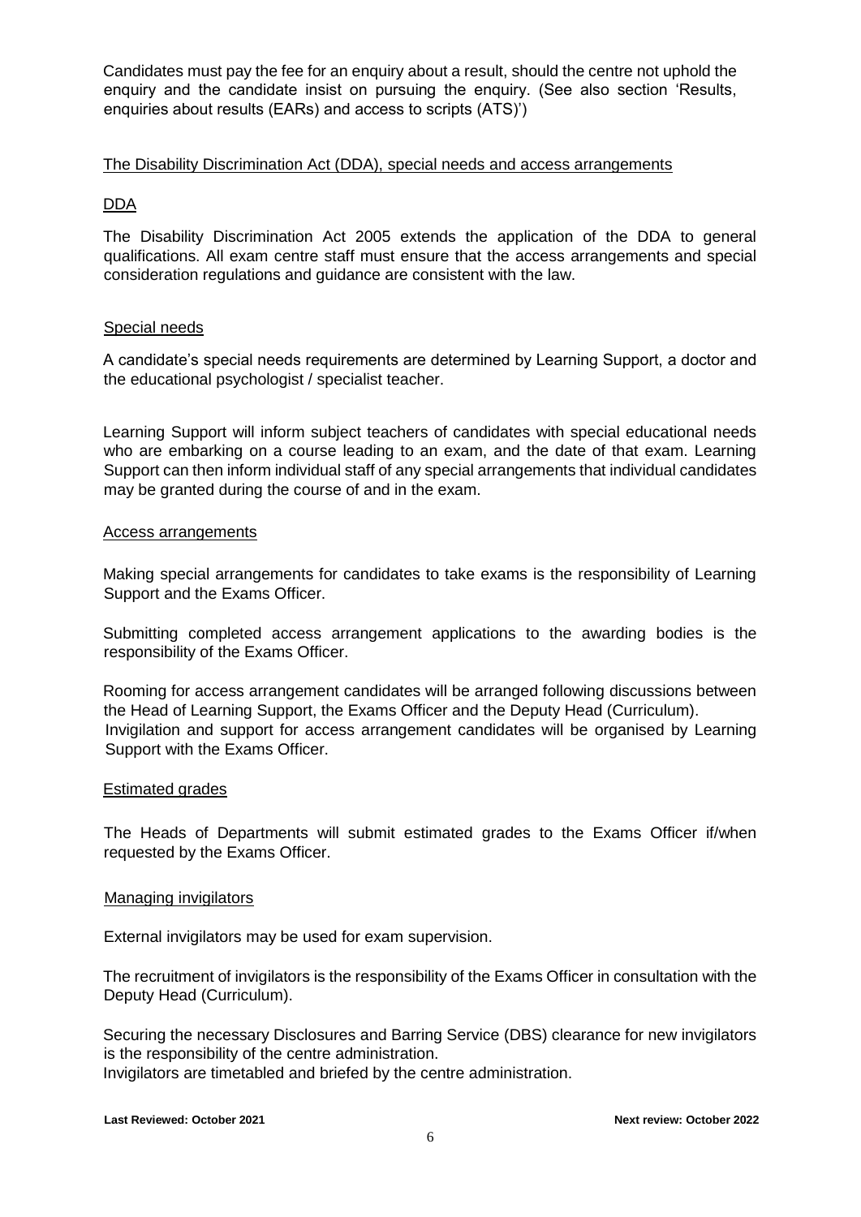Candidates must pay the fee for an enquiry about a result, should the centre not uphold the enquiry and the candidate insist on pursuing the enquiry. (See also section 'Results, enquiries about results (EARs) and access to scripts (ATS)')

## The Disability Discrimination Act (DDA), special needs and access arrangements

### DDA

The Disability Discrimination Act 2005 extends the application of the DDA to general qualifications. All exam centre staff must ensure that the access arrangements and special consideration regulations and guidance are consistent with the law.

### Special needs

A candidate's special needs requirements are determined by Learning Support, a doctor and the educational psychologist / specialist teacher.

Learning Support will inform subject teachers of candidates with special educational needs who are embarking on a course leading to an exam, and the date of that exam. Learning Support can then inform individual staff of any special arrangements that individual candidates may be granted during the course of and in the exam.

### Access arrangements

Making special arrangements for candidates to take exams is the responsibility of Learning Support and the Exams Officer.

Submitting completed access arrangement applications to the awarding bodies is the responsibility of the Exams Officer.

Rooming for access arrangement candidates will be arranged following discussions between the Head of Learning Support, the Exams Officer and the Deputy Head (Curriculum).
Invigilation and support for access arrangement candidates will be organised by Learning Support with the Exams Officer.

### Estimated grades

The Heads of Departments will submit estimated grades to the Exams Officer if/when requested by the Exams Officer.

### Managing invigilators

External invigilators may be used for exam supervision.

The recruitment of invigilators is the responsibility of the Exams Officer in consultation with the Deputy Head (Curriculum).

Securing the necessary Disclosures and Barring Service (DBS) clearance for new invigilators is the responsibility of the centre administration.
Invigilators are timetabled and briefed by the centre administration.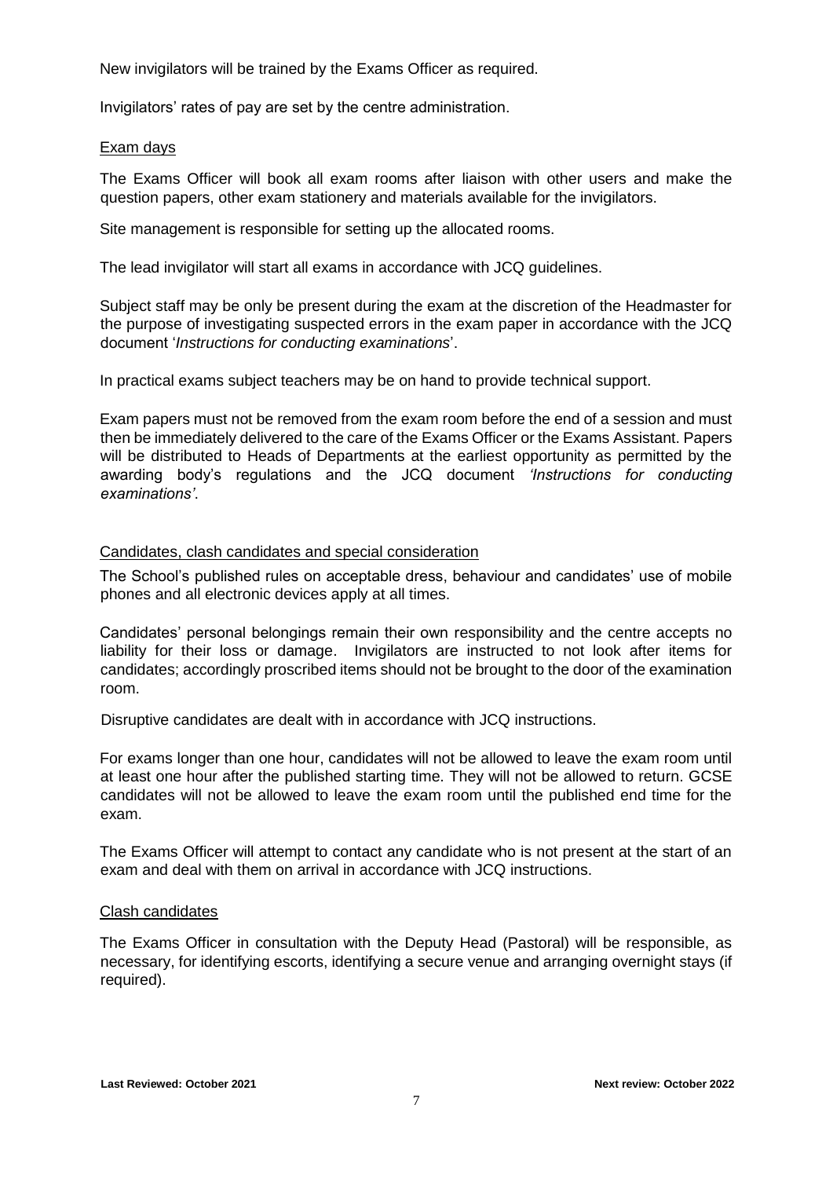New invigilators will be trained by the Exams Officer as required.

Invigilators' rates of pay are set by the centre administration.

## Exam days

The Exams Officer will book all exam rooms after liaison with other users and make the question papers, other exam stationery and materials available for the invigilators.

Site management is responsible for setting up the allocated rooms.

The lead invigilator will start all exams in accordance with JCQ guidelines.

Subject staff may be only be present during the exam at the discretion of the Headmaster for the purpose of investigating suspected errors in the exam paper in accordance with the JCQ document '*Instructions for conducting examinations*'.

In practical exams subject teachers may be on hand to provide technical support.

Exam papers must not be removed from the exam room before the end of a session and must then be immediately delivered to the care of the Exams Officer or the Exams Assistant. Papers will be distributed to Heads of Departments at the earliest opportunity as permitted by the awarding body's regulations and the JCQ document *'Instructions for conducting examinations'*.

## Candidates, clash candidates and special consideration

The School's published rules on acceptable dress, behaviour and candidates' use of mobile phones and all electronic devices apply at all times.

Candidates' personal belongings remain their own responsibility and the centre accepts no liability for their loss or damage. Invigilators are instructed to not look after items for candidates; accordingly proscribed items should not be brought to the door of the examination room.

Disruptive candidates are dealt with in accordance with JCQ instructions.

For exams longer than one hour, candidates will not be allowed to leave the exam room until at least one hour after the published starting time. They will not be allowed to return. GCSE candidates will not be allowed to leave the exam room until the published end time for the exam.

The Exams Officer will attempt to contact any candidate who is not present at the start of an exam and deal with them on arrival in accordance with JCQ instructions.

## Clash candidates

The Exams Officer in consultation with the Deputy Head (Pastoral) will be responsible, as necessary, for identifying escorts, identifying a secure venue and arranging overnight stays (if required).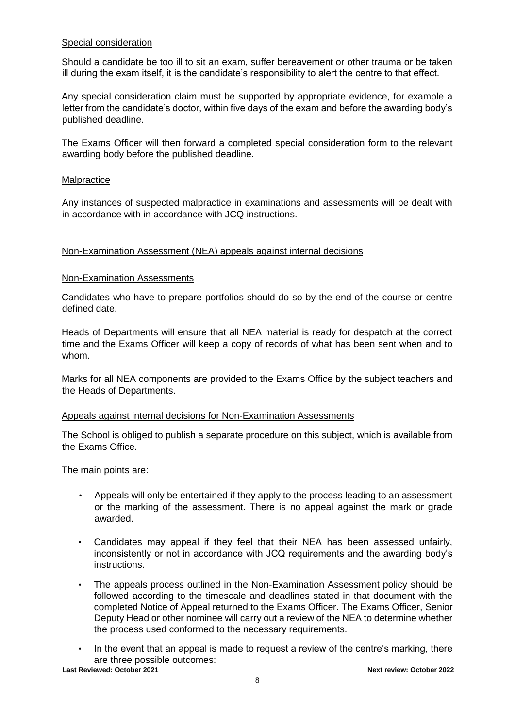## Special consideration

Should a candidate be too ill to sit an exam, suffer bereavement or other trauma or be taken ill during the exam itself, it is the candidate's responsibility to alert the centre to that effect.

Any special consideration claim must be supported by appropriate evidence, for example a letter from the candidate's doctor, within five days of the exam and before the awarding body's published deadline.

The Exams Officer will then forward a completed special consideration form to the relevant awarding body before the published deadline.

## Malpractice

Any instances of suspected malpractice in examinations and assessments will be dealt with in accordance with in accordance with JCQ instructions.

## Non-Examination Assessment (NEA) appeals against internal decisions

### Non-Examination Assessments

Candidates who have to prepare portfolios should do so by the end of the course or centre defined date.

Heads of Departments will ensure that all NEA material is ready for despatch at the correct time and the Exams Officer will keep a copy of records of what has been sent when and to whom.

Marks for all NEA components are provided to the Exams Office by the subject teachers and the Heads of Departments.

### Appeals against internal decisions for Non-Examination Assessments

The School is obliged to publish a separate procedure on this subject, which is available from the Exams Office.

The main points are:

- Appeals will only be entertained if they apply to the process leading to an assessment or the marking of the assessment. There is no appeal against the mark or grade awarded.
- Candidates may appeal if they feel that their NEA has been assessed unfairly, inconsistently or not in accordance with JCQ requirements and the awarding body's instructions.
- The appeals process outlined in the Non-Examination Assessment policy should be followed according to the timescale and deadlines stated in that document with the completed Notice of Appeal returned to the Exams Officer. The Exams Officer, Senior Deputy Head or other nominee will carry out a review of the NEA to determine whether the process used conformed to the necessary requirements.
- In the event that an appeal is made to request a review of the centre's marking, there are three possible outcomes: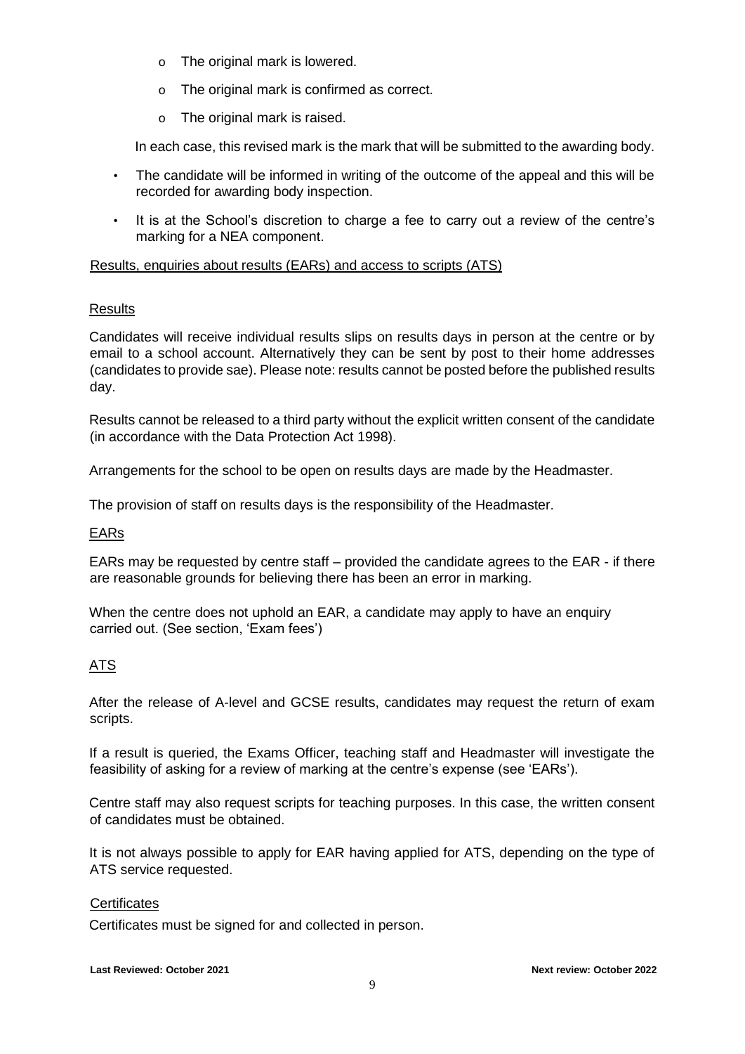- The original mark is lowered.
- The original mark is confirmed as correct.
- The original mark is raised.

In each case, this revised mark is the mark that will be submitted to the awarding body.

- The candidate will be informed in writing of the outcome of the appeal and this will be recorded for awarding body inspection.
- It is at the School's discretion to charge a fee to carry out a review of the centre's marking for a NEA component.

## Results, enquiries about results (EARs) and access to scripts (ATS)

### Results

Candidates will receive individual results slips on results days in person at the centre or by email to a school account. Alternatively they can be sent by post to their home addresses (candidates to provide sae). Please note: results cannot be posted before the published results day.

Results cannot be released to a third party without the explicit written consent of the candidate (in accordance with the Data Protection Act 1998).

Arrangements for the school to be open on results days are made by the Headmaster.

The provision of staff on results days is the responsibility of the Headmaster.

### EARs

EARs may be requested by centre staff – provided the candidate agrees to the EAR - if there are reasonable grounds for believing there has been an error in marking.

When the centre does not uphold an EAR, a candidate may apply to have an enquiry carried out. (See section, 'Exam fees')

### ATS

After the release of A-level and GCSE results, candidates may request the return of exam scripts.

If a result is queried, the Exams Officer, teaching staff and Headmaster will investigate the feasibility of asking for a review of marking at the centre's expense (see 'EARs').

Centre staff may also request scripts for teaching purposes. In this case, the written consent of candidates must be obtained.

It is not always possible to apply for EAR having applied for ATS, depending on the type of ATS service requested.

### Certificates

Certificates must be signed for and collected in person.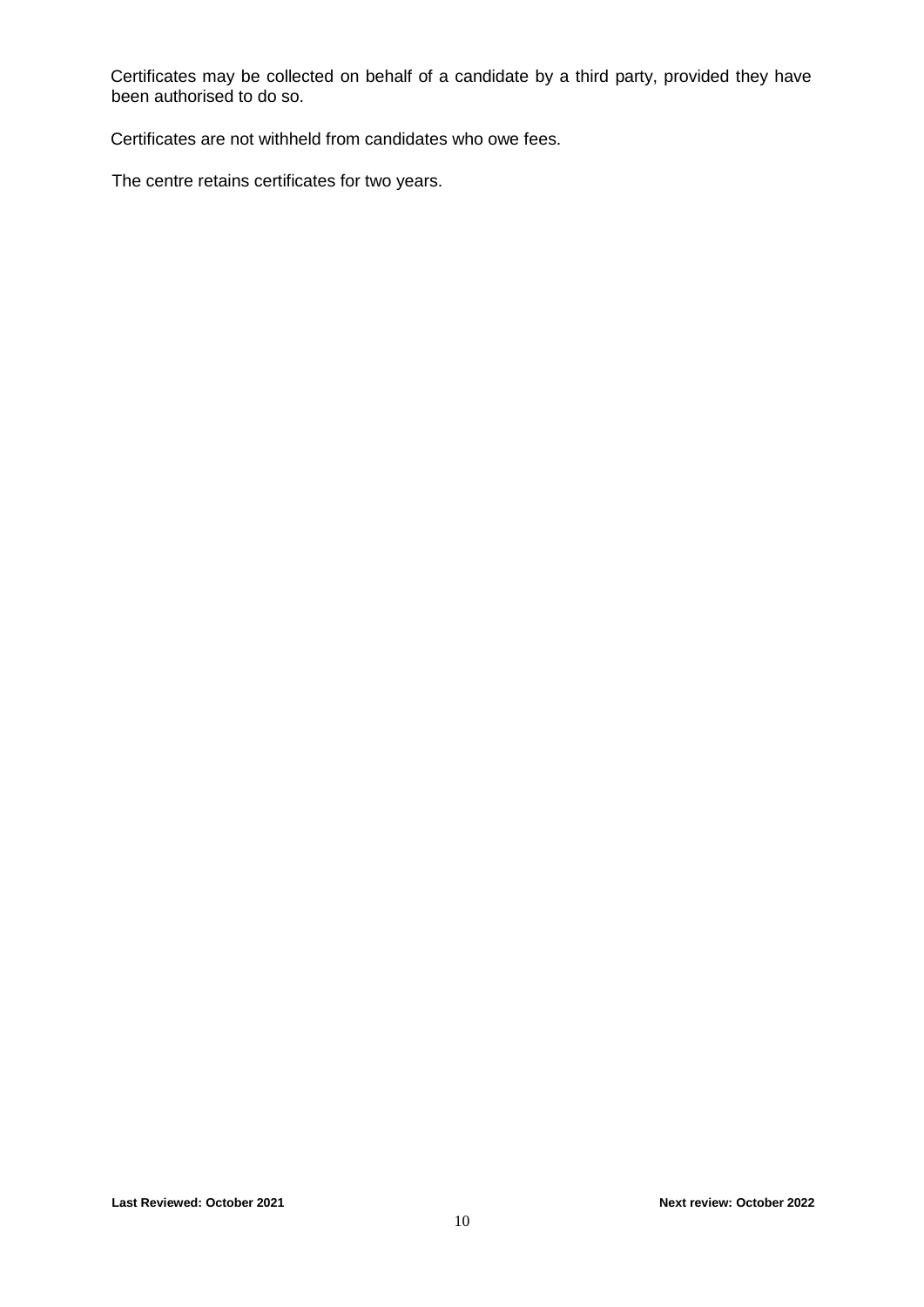Certificates may be collected on behalf of a candidate by a third party, provided they have been authorised to do so.

Certificates are not withheld from candidates who owe fees.

The centre retains certificates for two years.